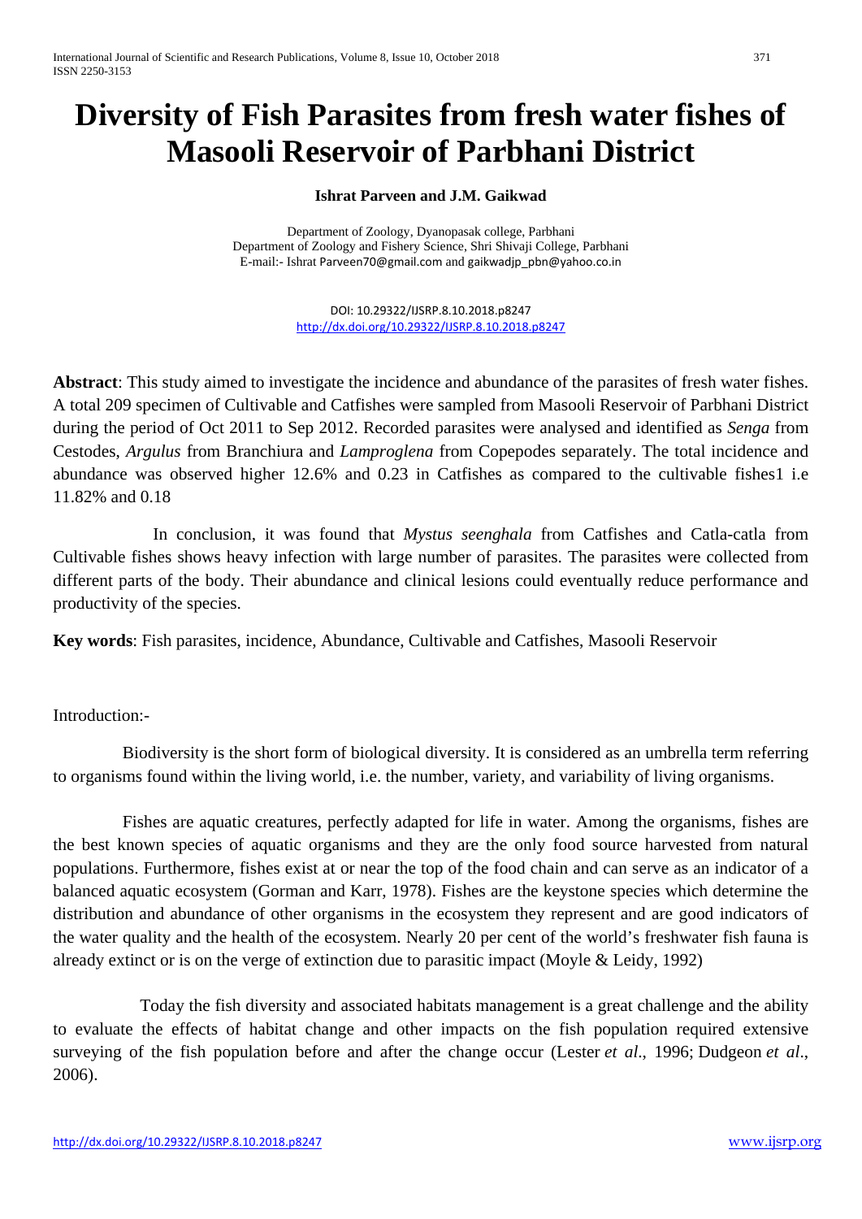# Diversity of Fish Parasites from fresh water fishes of Masooli Reservoir of Parbhani District

**Ishrat Parveen and J.M. Gaikwad**

Department of Zoology, Dyanopasak college, Parbhani
Department of Zoology and Fishery Science, Shri Shivaji College, Parbhani
E-mail:- Ishrat Parveen70@gmail.com and gaikwadjp_pbn@yahoo.co.in

DOI: 10.29322/IJSRP.8.10.2018.p8247
http://dx.doi.org/10.29322/IJSRP.8.10.2018.p8247

**Abstract**: This study aimed to investigate the incidence and abundance of the parasites of fresh water fishes. A total 209 specimen of Cultivable and Catfishes were sampled from Masooli Reservoir of Parbhani District during the period of Oct 2011 to Sep 2012. Recorded parasites were analysed and identified as *Senga* from Cestodes, *Argulus* from Branchiura and *Lamproglena* from Copepodes separately. The total incidence and abundance was observed higher 12.6% and 0.23 in Catfishes as compared to the cultivable fishes1 i.e 11.82% and 0.18

In conclusion, it was found that *Mystus seenghala* from Catfishes and Catla-catla from Cultivable fishes shows heavy infection with large number of parasites. The parasites were collected from different parts of the body. Their abundance and clinical lesions could eventually reduce performance and productivity of the species.

**Key words**: Fish parasites, incidence, Abundance, Cultivable and Catfishes, Masooli Reservoir

Introduction:-

Biodiversity is the short form of biological diversity. It is considered as an umbrella term referring to organisms found within the living world, i.e. the number, variety, and variability of living organisms.

Fishes are aquatic creatures, perfectly adapted for life in water. Among the organisms, fishes are the best known species of aquatic organisms and they are the only food source harvested from natural populations. Furthermore, fishes exist at or near the top of the food chain and can serve as an indicator of a balanced aquatic ecosystem (Gorman and Karr, 1978). Fishes are the keystone species which determine the distribution and abundance of other organisms in the ecosystem they represent and are good indicators of the water quality and the health of the ecosystem. Nearly 20 per cent of the world's freshwater fish fauna is already extinct or is on the verge of extinction due to parasitic impact (Moyle & Leidy, 1992)

Today the fish diversity and associated habitats management is a great challenge and the ability to evaluate the effects of habitat change and other impacts on the fish population required extensive surveying of the fish population before and after the change occur (Lester *et al.*, 1996; Dudgeon *et al*., 2006).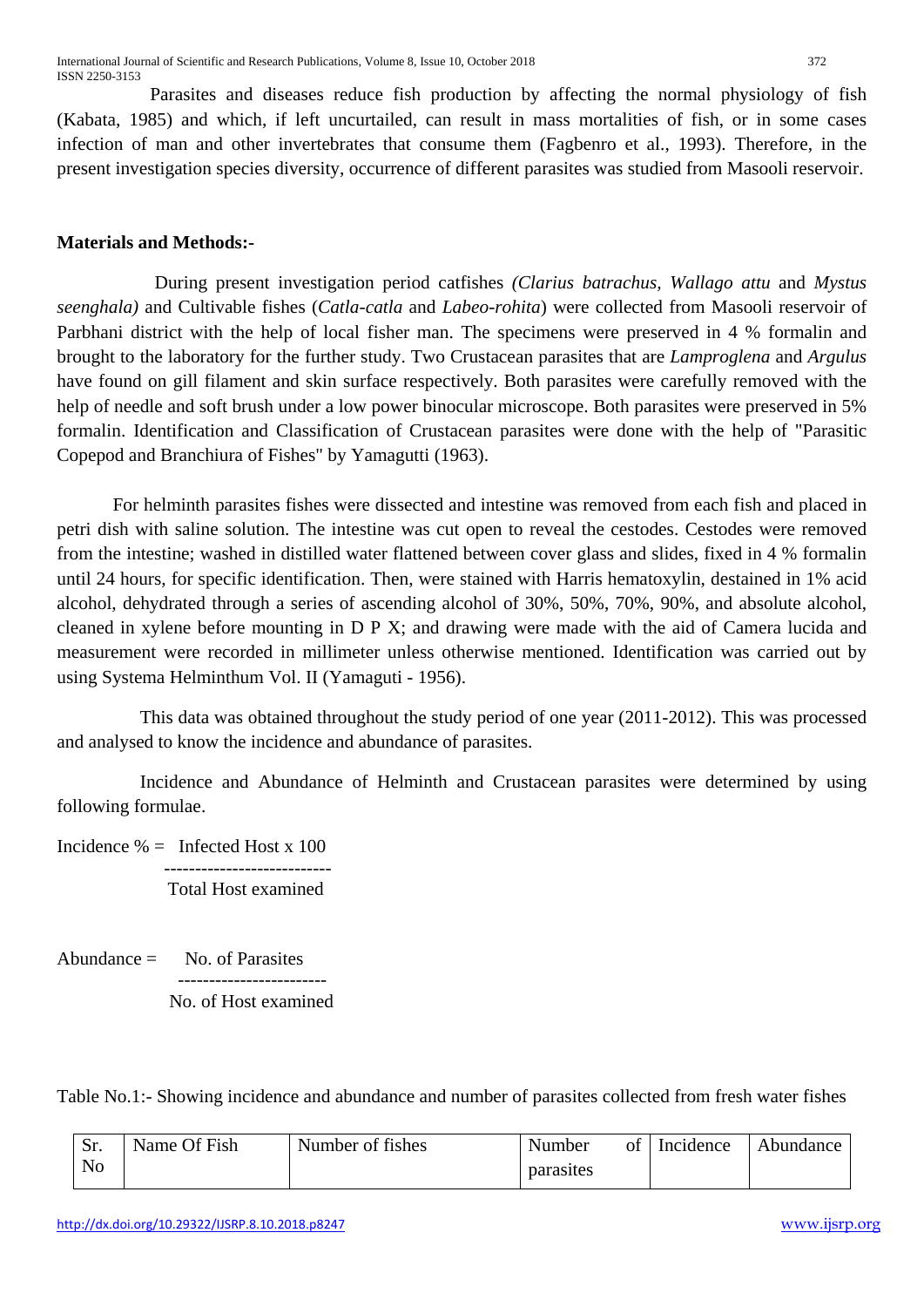Parasites and diseases reduce fish production by affecting the normal physiology of fish (Kabata, 1985) and which, if left uncurtailed, can result in mass mortalities of fish, or in some cases infection of man and other invertebrates that consume them (Fagbenro et al., 1993). Therefore, in the present investigation species diversity, occurrence of different parasites was studied from Masooli reservoir.

## Materials and Methods:-

During present investigation period catfishes *(Clarius batrachus, Wallago attu* and *Mystus seenghala)* and Cultivable fishes (*Catla-catla* and *Labeo-rohita*) were collected from Masooli reservoir of Parbhani district with the help of local fisher man. The specimens were preserved in 4 % formalin and brought to the laboratory for the further study. Two Crustacean parasites that are *Lamproglena* and *Argulus* have found on gill filament and skin surface respectively. Both parasites were carefully removed with the help of needle and soft brush under a low power binocular microscope. Both parasites were preserved in 5% formalin. Identification and Classification of Crustacean parasites were done with the help of "Parasitic Copepod and Branchiura of Fishes" by Yamagutti (1963).

For helminth parasites fishes were dissected and intestine was removed from each fish and placed in petri dish with saline solution. The intestine was cut open to reveal the cestodes. Cestodes were removed from the intestine; washed in distilled water flattened between cover glass and slides, fixed in 4 % formalin until 24 hours, for specific identification. Then, were stained with Harris hematoxylin, destained in 1% acid alcohol, dehydrated through a series of ascending alcohol of 30%, 50%, 70%, 90%, and absolute alcohol, cleaned in xylene before mounting in D P X; and drawing were made with the aid of Camera lucida and measurement were recorded in millimeter unless otherwise mentioned. Identification was carried out by using Systema Helminthum Vol. II (Yamaguti - 1956).

This data was obtained throughout the study period of one year (2011-2012). This was processed and analysed to know the incidence and abundance of parasites.

Incidence and Abundance of Helminth and Crustacean parasites were determined by using following formulae.

$$\text{Incidence } \% = \frac{\text{Infected Host} \times 100}{\text{Total Host examined}}$$

$$\text{Abundance} = \frac{\text{No. of Parasites}}{\text{No. of Host examined}}$$

Table No.1:- Showing incidence and abundance and number of parasites collected from fresh water fishes

| Sr. No | Name Of Fish | Number of fishes | Number of parasites | Incidence | Abundance |
|---|---|---|---|---|---|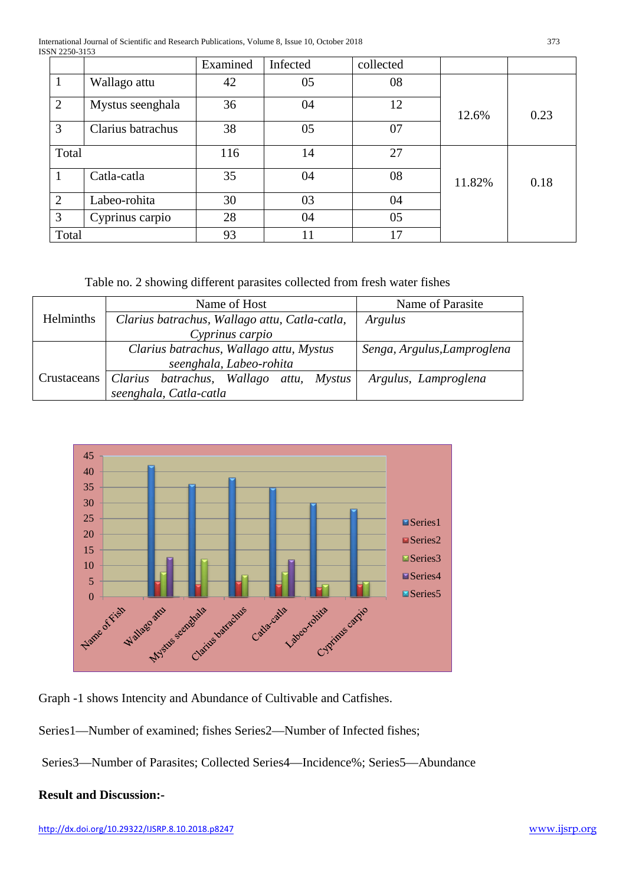| | | Examined | Infected | collected | | |
|---|---|---|---|---|---|---|
| 1 | Wallago attu | 42 | 05 | 08 | 12.6% | 0.23 |
| 2 | Mystus seenghala | 36 | 04 | 12 | | |
| 3 | Clarius batrachus | 38 | 05 | 07 | | |
| Total | | 116 | 14 | 27 | 11.82% | 0.18 |
| 1 | Catla-catla | 35 | 04 | 08 | | |
| 2 | Labeo-rohita | 30 | 03 | 04 | | |
| 3 | Cyprinus carpio | 28 | 04 | 05 | | |
| Total | | 93 | 11 | 17 | | |

Table no. 2 showing different parasites collected from fresh water fishes

| | Name of Host | Name of Parasite |
|---|---|---|
| Helminths | *Clarius batrachus, Wallago attu, Catla-catla, Cyprinus carpio* | *Argulus* |
| Crustaceans | *Clarius batrachus, Wallago attu, Mystus seenghala, Labeo-rohita* | *Senga, Argulus,Lamproglena* |
| | *Clarius batrachus, Wallago attu, Mystus seenghala, Catla-catla* | *Argulus, Lamproglena* |

45
40
35
30
25
20
15
10
5
0

Name of Fish
Wallago attu
Mystus seenghala
Clarius batrachus
Catla-catla
Labeo-rohita
Cyprinus carpio

Series1
Series2
Series3
Series4
Series5

Graph -1 shows Intencity and Abundance of Cultivable and Catfishes.

Series1—Number of examined; fishes Series2—Number of Infected fishes;

Series3—Number of Parasites; Collected Series4—Incidence%; Series5—Abundance

**Result and Discussion:-**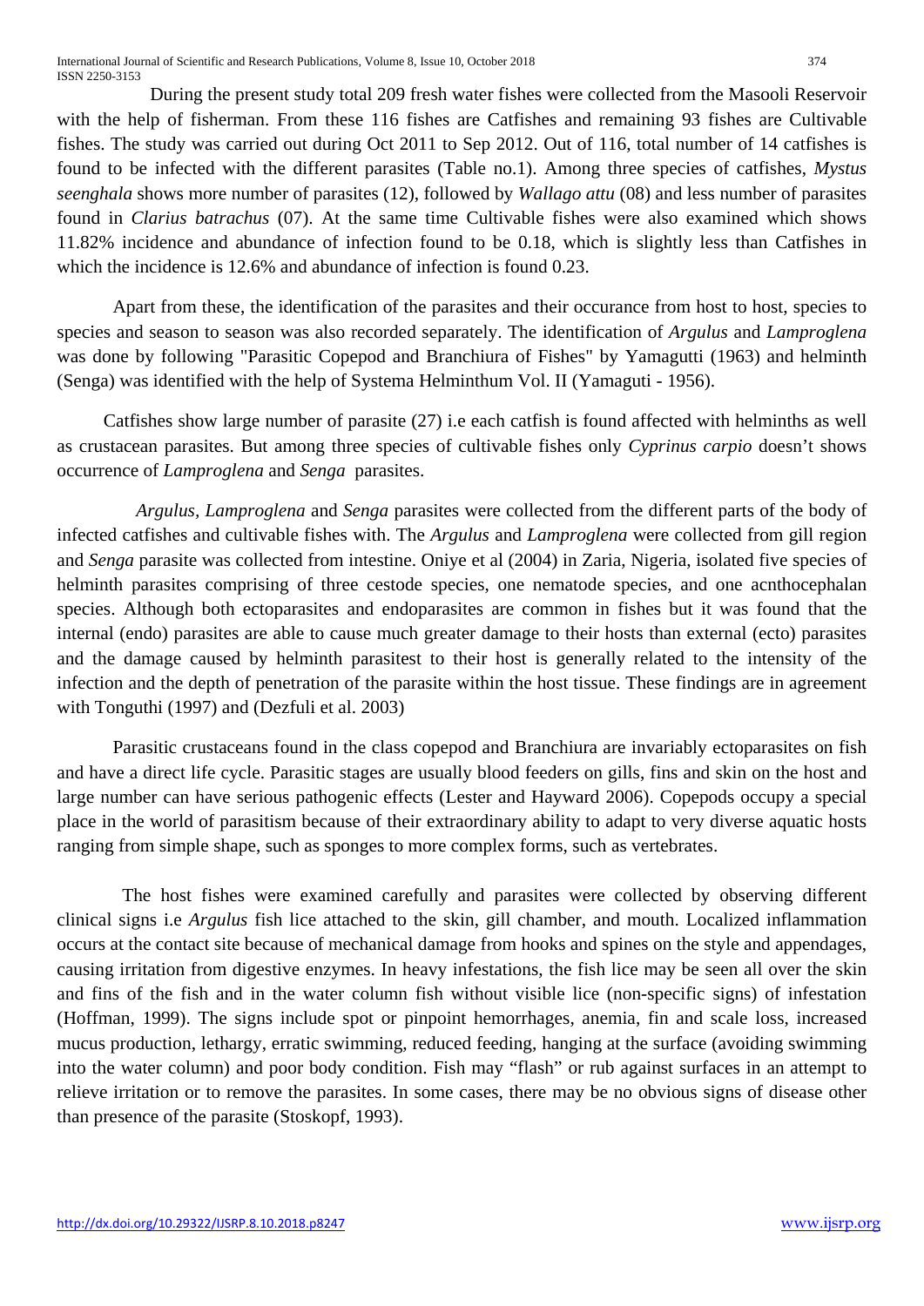During the present study total 209 fresh water fishes were collected from the Masooli Reservoir with the help of fisherman. From these 116 fishes are Catfishes and remaining 93 fishes are Cultivable fishes. The study was carried out during Oct 2011 to Sep 2012. Out of 116, total number of 14 catfishes is found to be infected with the different parasites (Table no.1). Among three species of catfishes, *Mystus seenghala* shows more number of parasites (12), followed by *Wallago attu* (08) and less number of parasites found in *Clarius batrachus* (07). At the same time Cultivable fishes were also examined which shows 11.82% incidence and abundance of infection found to be 0.18, which is slightly less than Catfishes in which the incidence is 12.6% and abundance of infection is found 0.23.

Apart from these, the identification of the parasites and their occurance from host to host, species to species and season to season was also recorded separately. The identification of *Argulus* and *Lamproglena* was done by following "Parasitic Copepod and Branchiura of Fishes" by Yamagutti (1963) and helminth (Senga) was identified with the help of Systema Helminthum Vol. II (Yamaguti - 1956).

Catfishes show large number of parasite (27) i.e each catfish is found affected with helminths as well as crustacean parasites. But among three species of cultivable fishes only *Cyprinus carpio* doesn't shows occurrence of *Lamproglena* and *Senga* parasites.

*Argulus, Lamproglena* and *Senga* parasites were collected from the different parts of the body of infected catfishes and cultivable fishes with. The *Argulus* and *Lamproglena* were collected from gill region and *Senga* parasite was collected from intestine. Oniye et al (2004) in Zaria, Nigeria, isolated five species of helminth parasites comprising of three cestode species, one nematode species, and one acnthocephalan species. Although both ectoparasites and endoparasites are common in fishes but it was found that the internal (endo) parasites are able to cause much greater damage to their hosts than external (ecto) parasites and the damage caused by helminth parasitest to their host is generally related to the intensity of the infection and the depth of penetration of the parasite within the host tissue. These findings are in agreement with Tonguthi (1997) and (Dezfuli et al. 2003)

Parasitic crustaceans found in the class copepod and Branchiura are invariably ectoparasites on fish and have a direct life cycle. Parasitic stages are usually blood feeders on gills, fins and skin on the host and large number can have serious pathogenic effects (Lester and Hayward 2006). Copepods occupy a special place in the world of parasitism because of their extraordinary ability to adapt to very diverse aquatic hosts ranging from simple shape, such as sponges to more complex forms, such as vertebrates.

The host fishes were examined carefully and parasites were collected by observing different clinical signs i.e *Argulus* fish lice attached to the skin, gill chamber, and mouth. Localized inflammation occurs at the contact site because of mechanical damage from hooks and spines on the style and appendages, causing irritation from digestive enzymes. In heavy infestations, the fish lice may be seen all over the skin and fins of the fish and in the water column fish without visible lice (non-specific signs) of infestation (Hoffman, 1999). The signs include spot or pinpoint hemorrhages, anemia, fin and scale loss, increased mucus production, lethargy, erratic swimming, reduced feeding, hanging at the surface (avoiding swimming into the water column) and poor body condition. Fish may "flash" or rub against surfaces in an attempt to relieve irritation or to remove the parasites. In some cases, there may be no obvious signs of disease other than presence of the parasite (Stoskopf, 1993).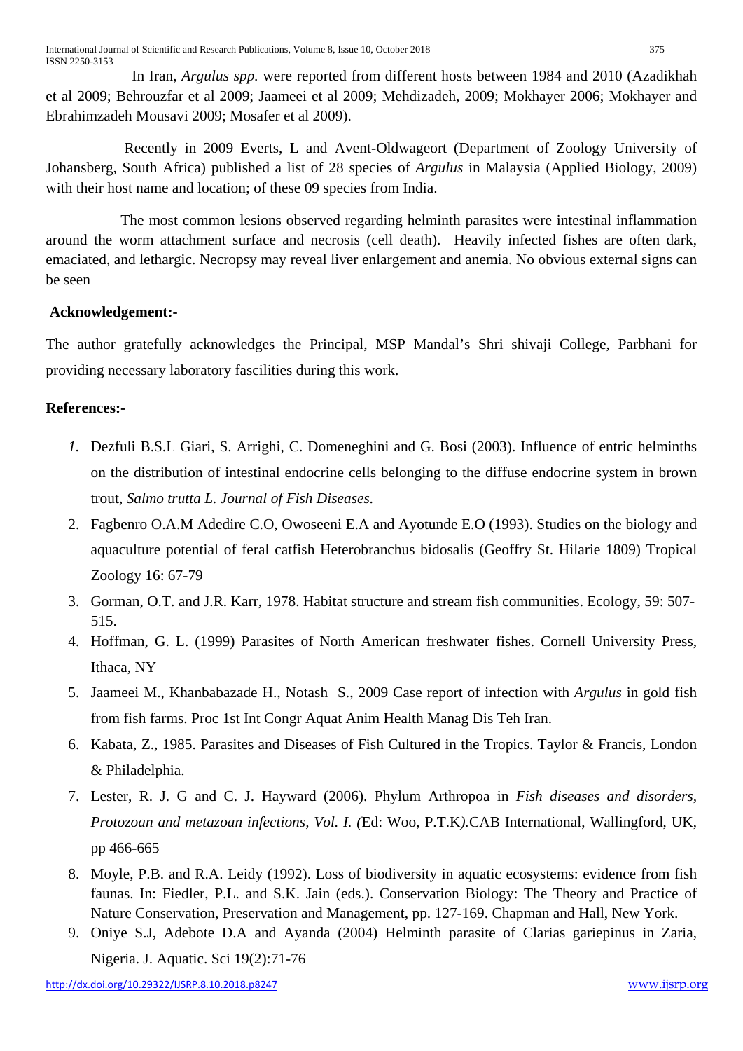In Iran, *Argulus spp.* were reported from different hosts between 1984 and 2010 (Azadikhah et al 2009; Behrouzfar et al 2009; Jaameei et al 2009; Mehdizadeh, 2009; Mokhayer 2006; Mokhayer and Ebrahimzadeh Mousavi 2009; Mosafer et al 2009).

Recently in 2009 Everts, L and Avent-Oldwageort (Department of Zoology University of Johansberg, South Africa) published a list of 28 species of *Argulus* in Malaysia (Applied Biology, 2009) with their host name and location; of these 09 species from India.

The most common lesions observed regarding helminth parasites were intestinal inflammation around the worm attachment surface and necrosis (cell death). Heavily infected fishes are often dark, emaciated, and lethargic. Necropsy may reveal liver enlargement and anemia. No obvious external signs can be seen

**Acknowledgement:-**

The author gratefully acknowledges the Principal, MSP Mandal's Shri shivaji College, Parbhani for providing necessary laboratory fascilities during this work.

**References:-**

1. Dezfuli B.S.L Giari, S. Arrighi, C. Domeneghini and G. Bosi (2003). Influence of entric helminths on the distribution of intestinal endocrine cells belonging to the diffuse endocrine system in brown trout, *Salmo trutta L. Journal of Fish Diseases.*
2. Fagbenro O.A.M Adedire C.O, Owoseeni E.A and Ayotunde E.O (1993). Studies on the biology and aquaculture potential of feral catfish Heterobranchus bidosalis (Geoffry St. Hilarie 1809) Tropical Zoology 16: 67-79
3. Gorman, O.T. and J.R. Karr, 1978. Habitat structure and stream fish communities. Ecology, 59: 507-515.
4. Hoffman, G. L. (1999) Parasites of North American freshwater fishes. Cornell University Press, Ithaca, NY
5. Jaameei M., Khanbabazade H., Notash S., 2009 Case report of infection with *Argulus* in gold fish from fish farms. Proc 1st Int Congr Aquat Anim Health Manag Dis Teh Iran.
6. Kabata, Z., 1985. Parasites and Diseases of Fish Cultured in the Tropics. Taylor & Francis, London & Philadelphia.
7. Lester, R. J. G and C. J. Hayward (2006). Phylum Arthropoa in *Fish diseases and disorders, Protozoan and metazoan infections, Vol. I. (*Ed: Woo, P.T.K*).*CAB International, Wallingford, UK, pp 466-665
8. Moyle, P.B. and R.A. Leidy (1992). Loss of biodiversity in aquatic ecosystems: evidence from fish faunas. In: Fiedler, P.L. and S.K. Jain (eds.). Conservation Biology: The Theory and Practice of Nature Conservation, Preservation and Management, pp. 127-169. Chapman and Hall, New York.
9. Oniye S.J, Adebote D.A and Ayanda (2004) Helminth parasite of Clarias gariepinus in Zaria, Nigeria. J. Aquatic. Sci 19(2):71-76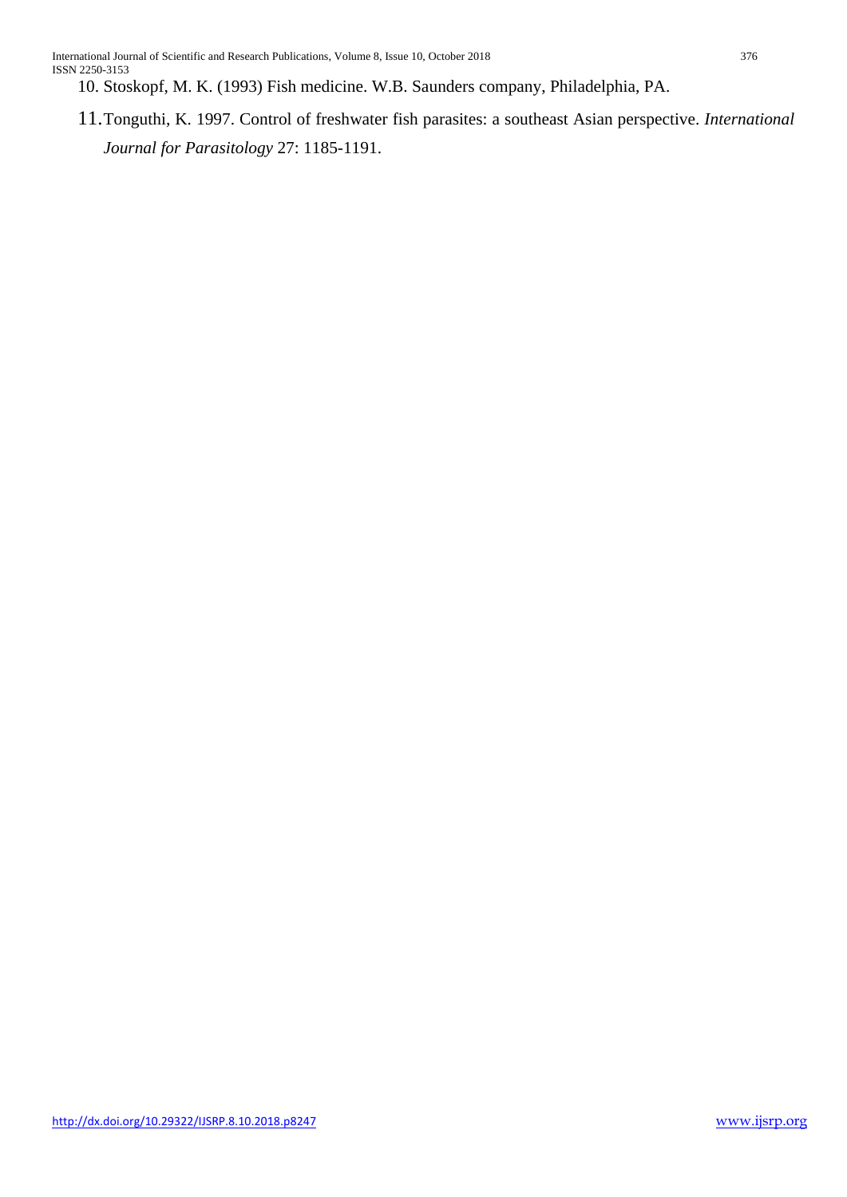10. Stoskopf, M. K. (1993) Fish medicine. W.B. Saunders company, Philadelphia, PA.
11. Tonguthi, K. 1997. Control of freshwater fish parasites: a southeast Asian perspective. *International Journal for Parasitology* 27: 1185-1191.